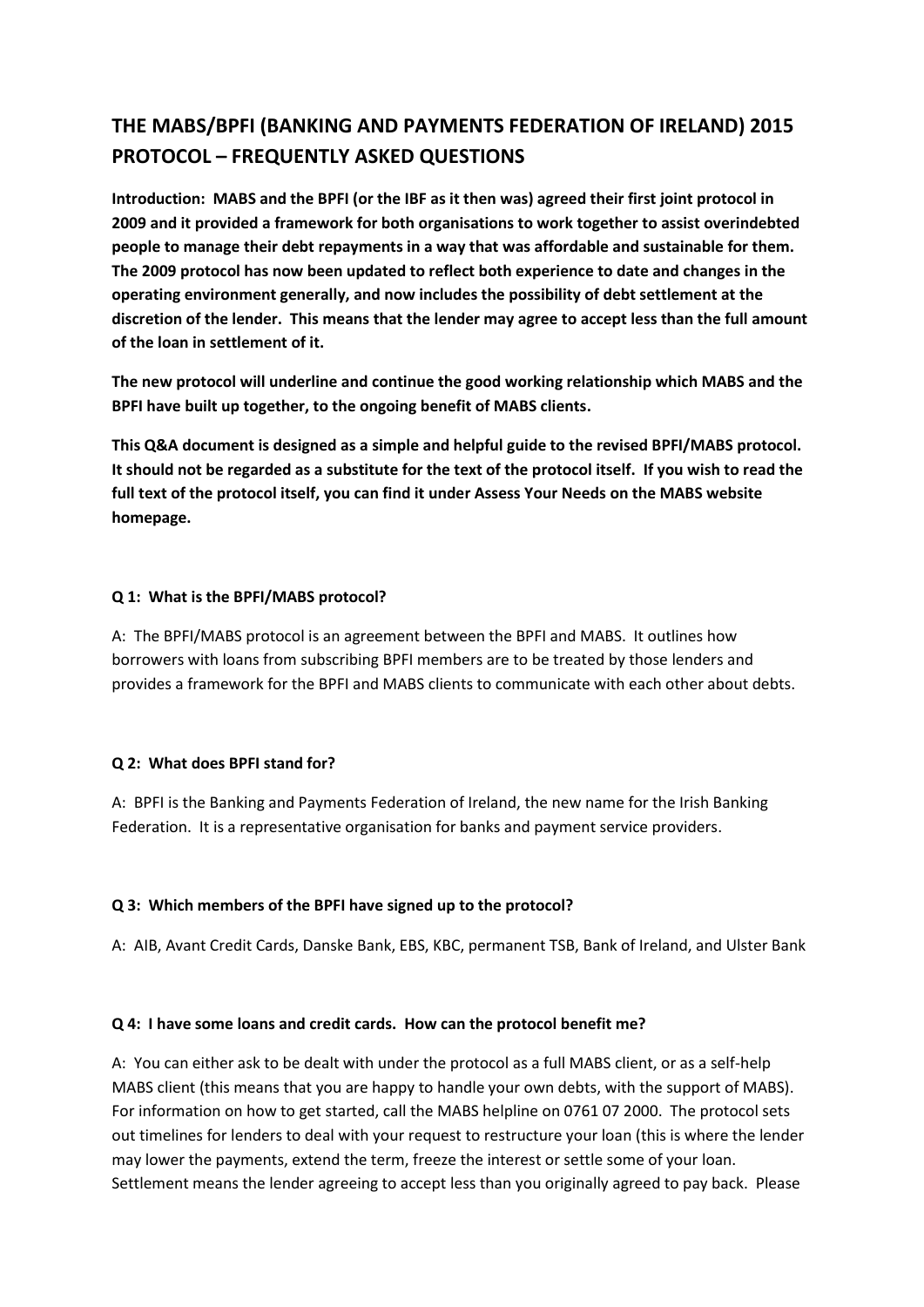# THE MABS/BPFI (BANKING AND PAYMENTS FEDERATION OF IRELAND) 2015 PROTOCOL – FREQUENTLY ASKED QUESTIONS

**Introduction: MABS and the BPFI (or the IBF as it then was) agreed their first joint protocol in 2009 and it provided a framework for both organisations to work together to assist overindebted people to manage their debt repayments in a way that was affordable and sustainable for them. The 2009 protocol has now been updated to reflect both experience to date and changes in the operating environment generally, and now includes the possibility of debt settlement at the discretion of the lender. This means that the lender may agree to accept less than the full amount of the loan in settlement of it.**

**The new protocol will underline and continue the good working relationship which MABS and the BPFI have built up together, to the ongoing benefit of MABS clients.**

**This Q&A document is designed as a simple and helpful guide to the revised BPFI/MABS protocol. It should not be regarded as a substitute for the text of the protocol itself. If you wish to read the full text of the protocol itself, you can find it under Assess Your Needs on the MABS website homepage.**

**Q 1: What is the BPFI/MABS protocol?**

A: The BPFI/MABS protocol is an agreement between the BPFI and MABS. It outlines how borrowers with loans from subscribing BPFI members are to be treated by those lenders and provides a framework for the BPFI and MABS clients to communicate with each other about debts.

**Q 2: What does BPFI stand for?**

A: BPFI is the Banking and Payments Federation of Ireland, the new name for the Irish Banking Federation. It is a representative organisation for banks and payment service providers.

**Q 3: Which members of the BPFI have signed up to the protocol?**

A: AIB, Avant Credit Cards, Danske Bank, EBS, KBC, permanent TSB, Bank of Ireland, and Ulster Bank

**Q 4: I have some loans and credit cards. How can the protocol benefit me?**

A: You can either ask to be dealt with under the protocol as a full MABS client, or as a self-help MABS client (this means that you are happy to handle your own debts, with the support of MABS). For information on how to get started, call the MABS helpline on 0761 07 2000. The protocol sets out timelines for lenders to deal with your request to restructure your loan (this is where the lender may lower the payments, extend the term, freeze the interest or settle some of your loan. Settlement means the lender agreeing to accept less than you originally agreed to pay back. Please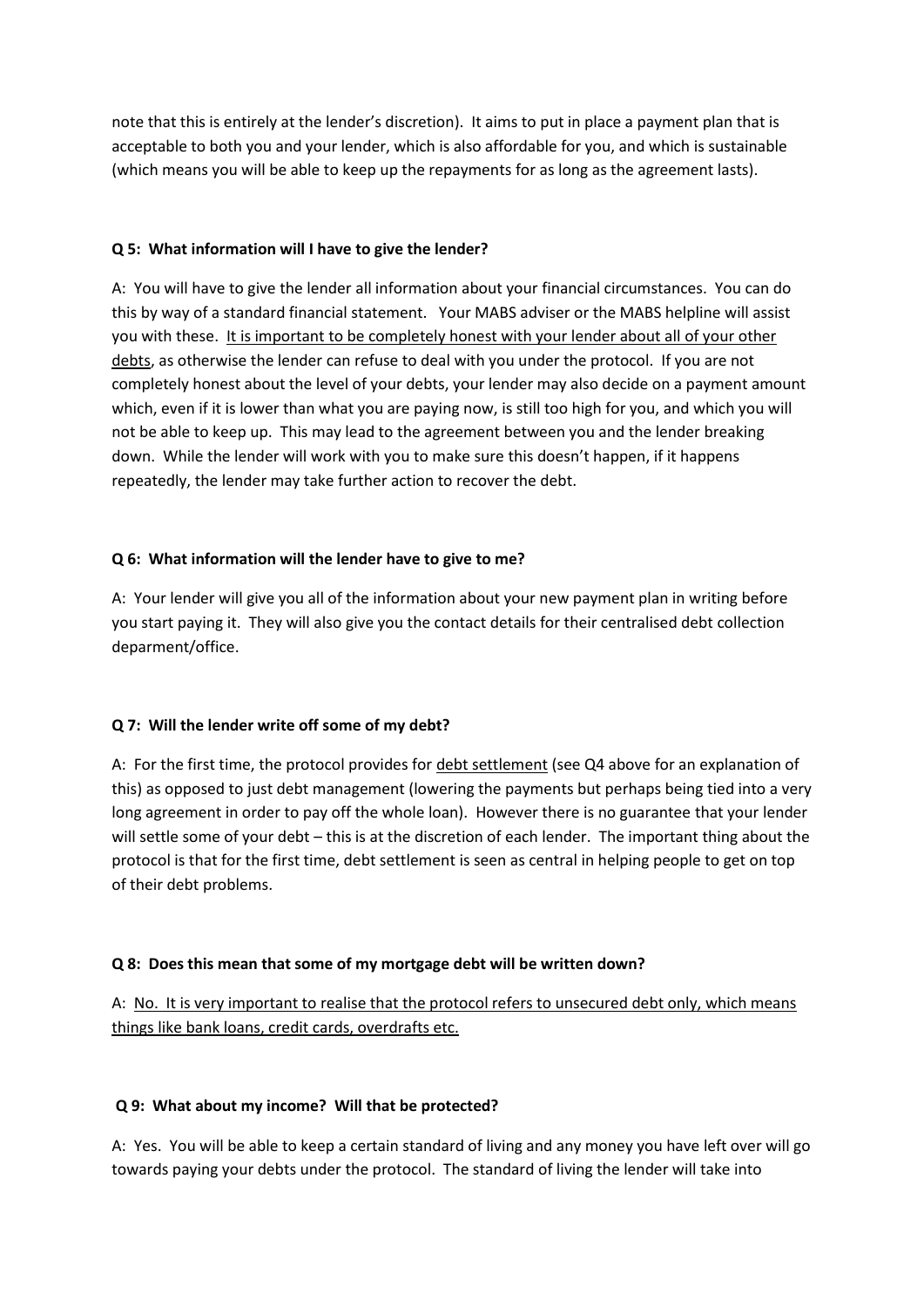note that this is entirely at the lender's discretion). It aims to put in place a payment plan that is acceptable to both you and your lender, which is also affordable for you, and which is sustainable (which means you will be able to keep up the repayments for as long as the agreement lasts).

**Q 5: What information will I have to give the lender?**

A: You will have to give the lender all information about your financial circumstances. You can do this by way of a standard financial statement. Your MABS adviser or the MABS helpline will assist you with these. <u>It is important to be completely honest with your lender about all of your other debts</u>, as otherwise the lender can refuse to deal with you under the protocol. If you are not completely honest about the level of your debts, your lender may also decide on a payment amount which, even if it is lower than what you are paying now, is still too high for you, and which you will not be able to keep up. This may lead to the agreement between you and the lender breaking down. While the lender will work with you to make sure this doesn't happen, if it happens repeatedly, the lender may take further action to recover the debt.

**Q 6: What information will the lender have to give to me?**

A: Your lender will give you all of the information about your new payment plan in writing before you start paying it. They will also give you the contact details for their centralised debt collection deparment/office.

**Q 7: Will the lender write off some of my debt?**

A: For the first time, the protocol provides for <u>debt settlement</u> (see Q4 above for an explanation of this) as opposed to just debt management (lowering the payments but perhaps being tied into a very long agreement in order to pay off the whole loan). However there is no guarantee that your lender will settle some of your debt – this is at the discretion of each lender. The important thing about the protocol is that for the first time, debt settlement is seen as central in helping people to get on top of their debt problems.

**Q 8: Does this mean that some of my mortgage debt will be written down?**

A: <u>No. It is very important to realise that the protocol refers to unsecured debt only, which means things like bank loans, credit cards, overdrafts etc.</u>

**Q 9: What about my income? Will that be protected?**

A: Yes. You will be able to keep a certain standard of living and any money you have left over will go towards paying your debts under the protocol. The standard of living the lender will take into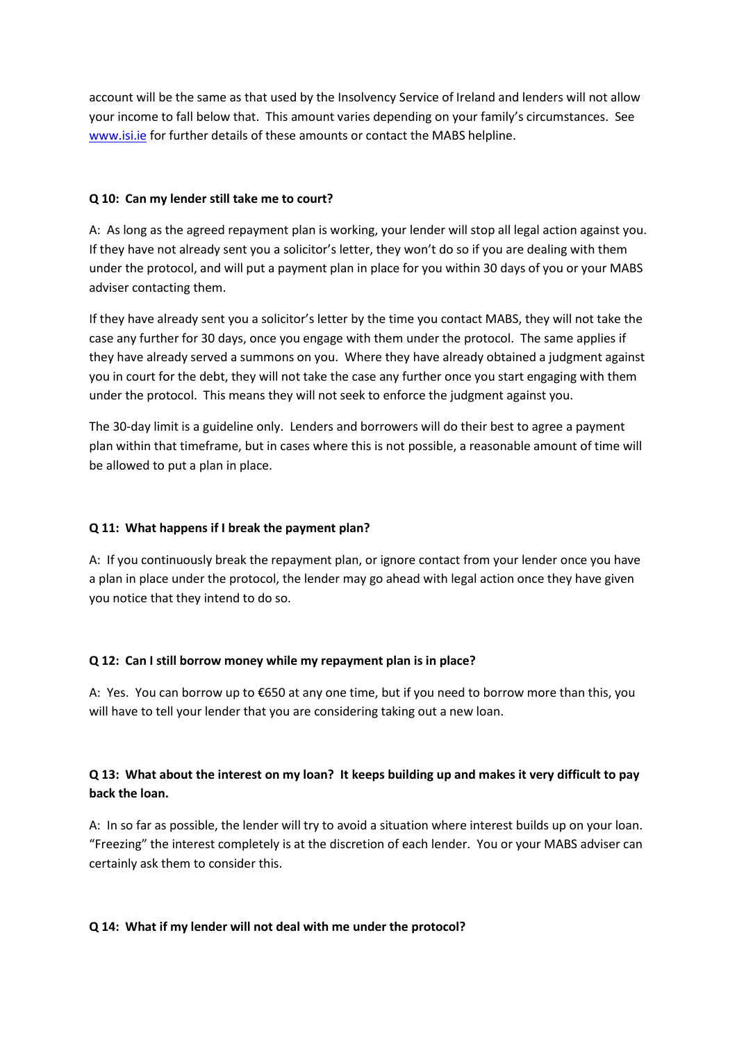account will be the same as that used by the Insolvency Service of Ireland and lenders will not allow your income to fall below that. This amount varies depending on your family's circumstances. See www.isi.ie for further details of these amounts or contact the MABS helpline.

**Q 10: Can my lender still take me to court?**

A: As long as the agreed repayment plan is working, your lender will stop all legal action against you. If they have not already sent you a solicitor's letter, they won't do so if you are dealing with them under the protocol, and will put a payment plan in place for you within 30 days of you or your MABS adviser contacting them.

If they have already sent you a solicitor's letter by the time you contact MABS, they will not take the case any further for 30 days, once you engage with them under the protocol. The same applies if they have already served a summons on you. Where they have already obtained a judgment against you in court for the debt, they will not take the case any further once you start engaging with them under the protocol. This means they will not seek to enforce the judgment against you.

The 30-day limit is a guideline only. Lenders and borrowers will do their best to agree a payment plan within that timeframe, but in cases where this is not possible, a reasonable amount of time will be allowed to put a plan in place.

**Q 11: What happens if I break the payment plan?**

A: If you continuously break the repayment plan, or ignore contact from your lender once you have a plan in place under the protocol, the lender may go ahead with legal action once they have given you notice that they intend to do so.

**Q 12: Can I still borrow money while my repayment plan is in place?**

A: Yes. You can borrow up to €650 at any one time, but if you need to borrow more than this, you will have to tell your lender that you are considering taking out a new loan.

**Q 13: What about the interest on my loan? It keeps building up and makes it very difficult to pay back the loan.**

A: In so far as possible, the lender will try to avoid a situation where interest builds up on your loan. "Freezing" the interest completely is at the discretion of each lender. You or your MABS adviser can certainly ask them to consider this.

**Q 14: What if my lender will not deal with me under the protocol?**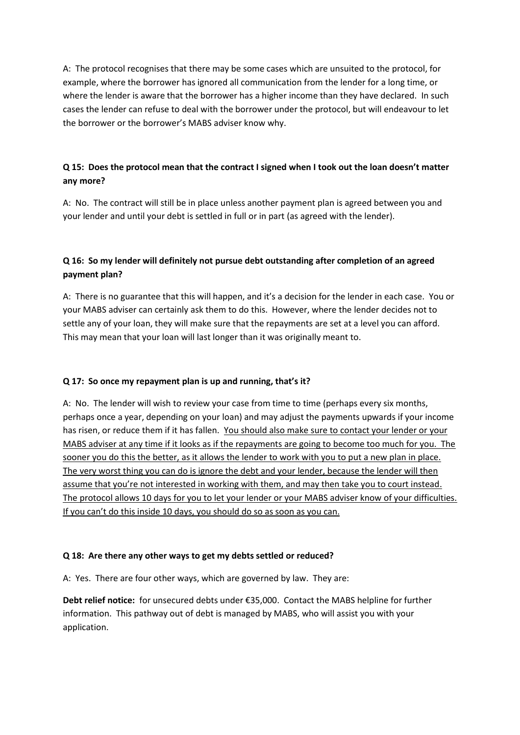A: The protocol recognises that there may be some cases which are unsuited to the protocol, for example, where the borrower has ignored all communication from the lender for a long time, or where the lender is aware that the borrower has a higher income than they have declared. In such cases the lender can refuse to deal with the borrower under the protocol, but will endeavour to let the borrower or the borrower's MABS adviser know why.

**Q 15: Does the protocol mean that the contract I signed when I took out the loan doesn't matter any more?**

A: No. The contract will still be in place unless another payment plan is agreed between you and your lender and until your debt is settled in full or in part (as agreed with the lender).

**Q 16: So my lender will definitely not pursue debt outstanding after completion of an agreed payment plan?**

A: There is no guarantee that this will happen, and it's a decision for the lender in each case. You or your MABS adviser can certainly ask them to do this. However, where the lender decides not to settle any of your loan, they will make sure that the repayments are set at a level you can afford. This may mean that your loan will last longer than it was originally meant to.

**Q 17: So once my repayment plan is up and running, that's it?**

A: No. The lender will wish to review your case from time to time (perhaps every six months, perhaps once a year, depending on your loan) and may adjust the payments upwards if your income has risen, or reduce them if it has fallen. <u>You should also make sure to contact your lender or your MABS adviser at any time if it looks as if the repayments are going to become too much for you. The sooner you do this the better, as it allows the lender to work with you to put a new plan in place. The very worst thing you can do is ignore the debt and your lender, because the lender will then assume that you're not interested in working with them, and may then take you to court instead. The protocol allows 10 days for you to let your lender or your MABS adviser know of your difficulties. If you can't do this inside 10 days, you should do so as soon as you can.</u>

**Q 18: Are there any other ways to get my debts settled or reduced?**

A: Yes. There are four other ways, which are governed by law. They are:

**Debt relief notice:** for unsecured debts under €35,000. Contact the MABS helpline for further information. This pathway out of debt is managed by MABS, who will assist you with your application.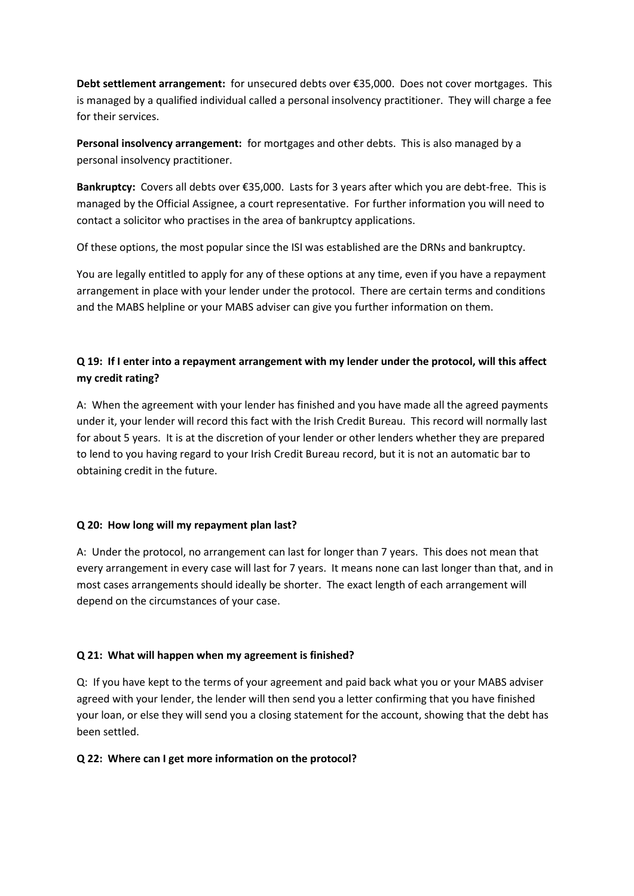**Debt settlement arrangement:** for unsecured debts over €35,000. Does not cover mortgages. This is managed by a qualified individual called a personal insolvency practitioner. They will charge a fee for their services.

**Personal insolvency arrangement:** for mortgages and other debts. This is also managed by a personal insolvency practitioner.

**Bankruptcy:** Covers all debts over €35,000. Lasts for 3 years after which you are debt-free. This is managed by the Official Assignee, a court representative. For further information you will need to contact a solicitor who practises in the area of bankruptcy applications.

Of these options, the most popular since the ISI was established are the DRNs and bankruptcy.

You are legally entitled to apply for any of these options at any time, even if you have a repayment arrangement in place with your lender under the protocol. There are certain terms and conditions and the MABS helpline or your MABS adviser can give you further information on them.

**Q 19: If I enter into a repayment arrangement with my lender under the protocol, will this affect my credit rating?**

A: When the agreement with your lender has finished and you have made all the agreed payments under it, your lender will record this fact with the Irish Credit Bureau. This record will normally last for about 5 years. It is at the discretion of your lender or other lenders whether they are prepared to lend to you having regard to your Irish Credit Bureau record, but it is not an automatic bar to obtaining credit in the future.

**Q 20: How long will my repayment plan last?**

A: Under the protocol, no arrangement can last for longer than 7 years. This does not mean that every arrangement in every case will last for 7 years. It means none can last longer than that, and in most cases arrangements should ideally be shorter. The exact length of each arrangement will depend on the circumstances of your case.

**Q 21: What will happen when my agreement is finished?**

Q: If you have kept to the terms of your agreement and paid back what you or your MABS adviser agreed with your lender, the lender will then send you a letter confirming that you have finished your loan, or else they will send you a closing statement for the account, showing that the debt has been settled.

**Q 22: Where can I get more information on the protocol?**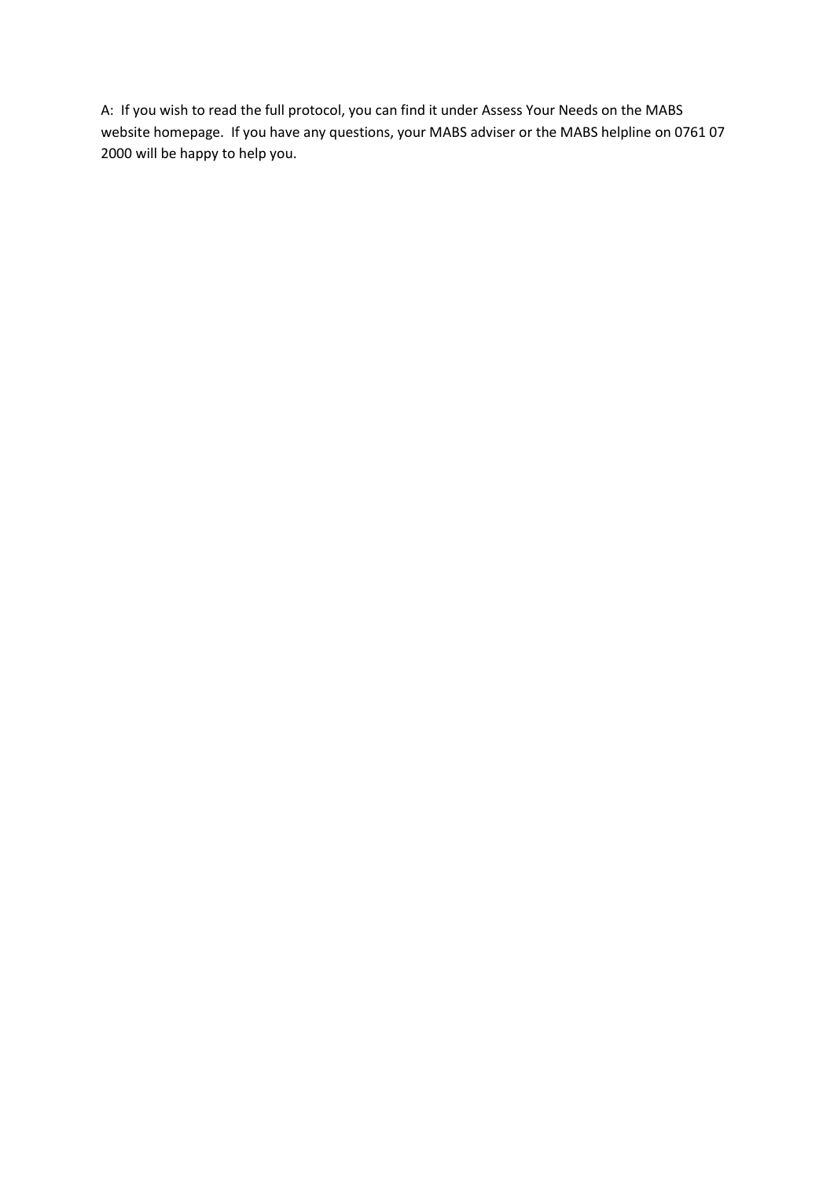A: If you wish to read the full protocol, you can find it under Assess Your Needs on the MABS website homepage. If you have any questions, your MABS adviser or the MABS helpline on 0761 07 2000 will be happy to help you.